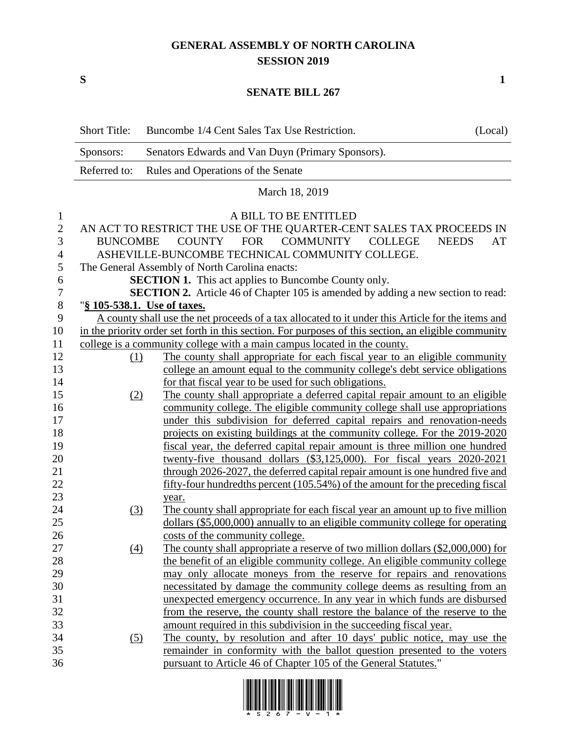# GENERAL ASSEMBLY OF NORTH CAROLINA
## SESSION 2019

**S** **1**

## SENATE BILL 267

| | | |
|---|---|---|
| Short Title: | Buncombe 1/4 Cent Sales Tax Use Restriction. | (Local) |
| Sponsors: | Senators Edwards and Van Duyn (Primary Sponsors). | |
| Referred to: | Rules and Operations of the Senate | |

March 18, 2019

A BILL TO BE ENTITLED

AN ACT TO RESTRICT THE USE OF THE QUARTER-CENT SALES TAX PROCEEDS IN BUNCOMBE COUNTY FOR COMMUNITY COLLEGE NEEDS AT ASHEVILLE-BUNCOMBE TECHNICAL COMMUNITY COLLEGE.

The General Assembly of North Carolina enacts:

**SECTION 1.** This act applies to Buncombe County only.

**SECTION 2.** Article 46 of Chapter 105 is amended by adding a new section to read:

"**§ 105-538.1. Use of taxes.**

A county shall use the net proceeds of a tax allocated to it under this Article for the items and in the priority order set forth in this section. For purposes of this section, an eligible community college is a community college with a main campus located in the county.

(1) The county shall appropriate for each fiscal year to an eligible community college an amount equal to the community college's debt service obligations for that fiscal year to be used for such obligations.

(2) The county shall appropriate a deferred capital repair amount to an eligible community college. The eligible community college shall use appropriations under this subdivision for deferred capital repairs and renovation-needs projects on existing buildings at the community college. For the 2019-2020 fiscal year, the deferred capital repair amount is three million one hundred twenty-five thousand dollars ($3,125,000). For fiscal years 2020-2021 through 2026-2027, the deferred capital repair amount is one hundred five and fifty-four hundredths percent (105.54%) of the amount for the preceding fiscal year.

(3) The county shall appropriate for each fiscal year an amount up to five million dollars ($5,000,000) annually to an eligible community college for operating costs of the community college.

(4) The county shall appropriate a reserve of two million dollars ($2,000,000) for the benefit of an eligible community college. An eligible community college may only allocate moneys from the reserve for repairs and renovations necessitated by damage the community college deems as resulting from an unexpected emergency occurrence. In any year in which funds are disbursed from the reserve, the county shall restore the balance of the reserve to the amount required in this subdivision in the succeeding fiscal year.

(5) The county, by resolution and after 10 days' public notice, may use the remainder in conformity with the ballot question presented to the voters pursuant to Article 46 of Chapter 105 of the General Statutes."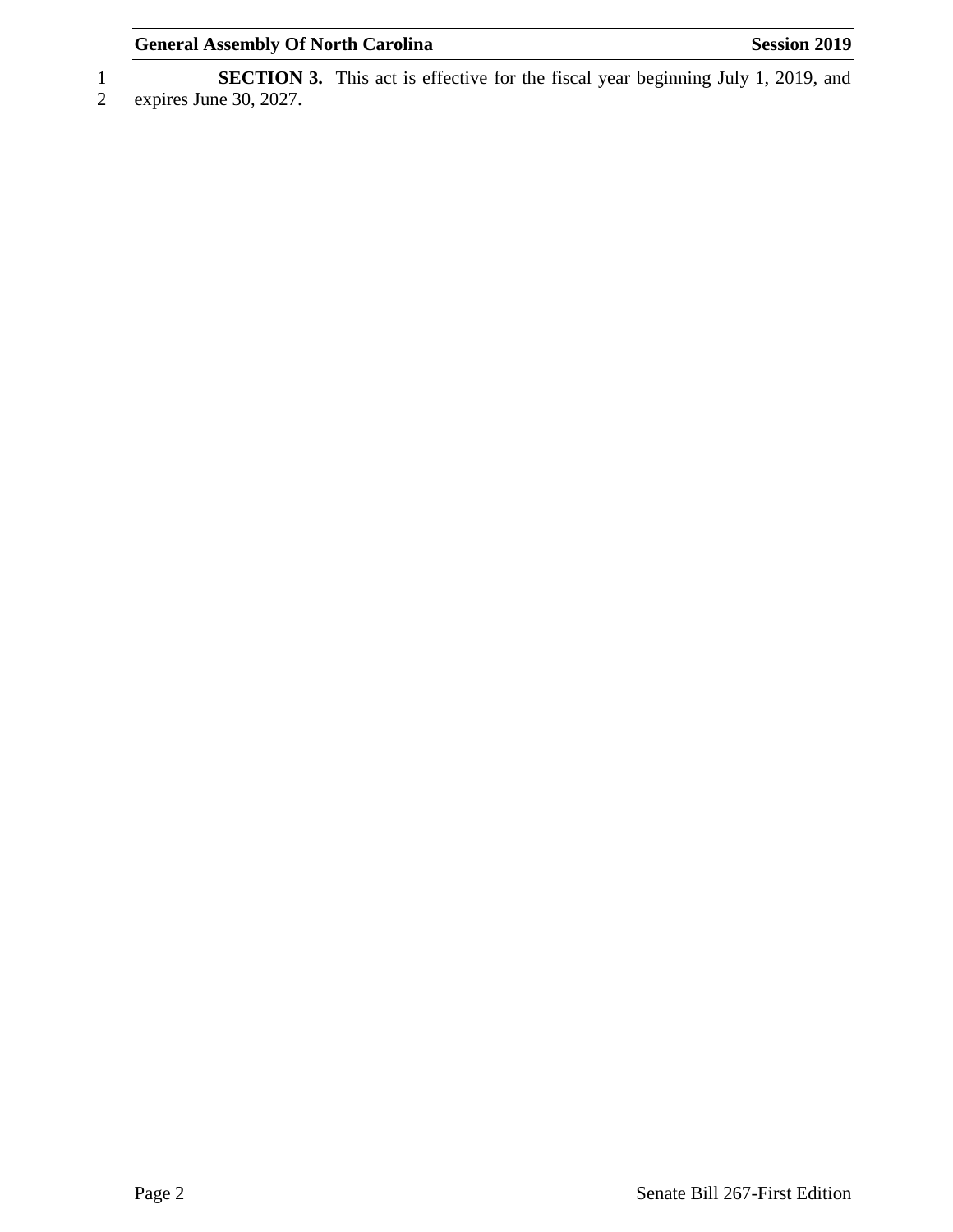**SECTION 3.** This act is effective for the fiscal year beginning July 1, 2019, and expires June 30, 2027.